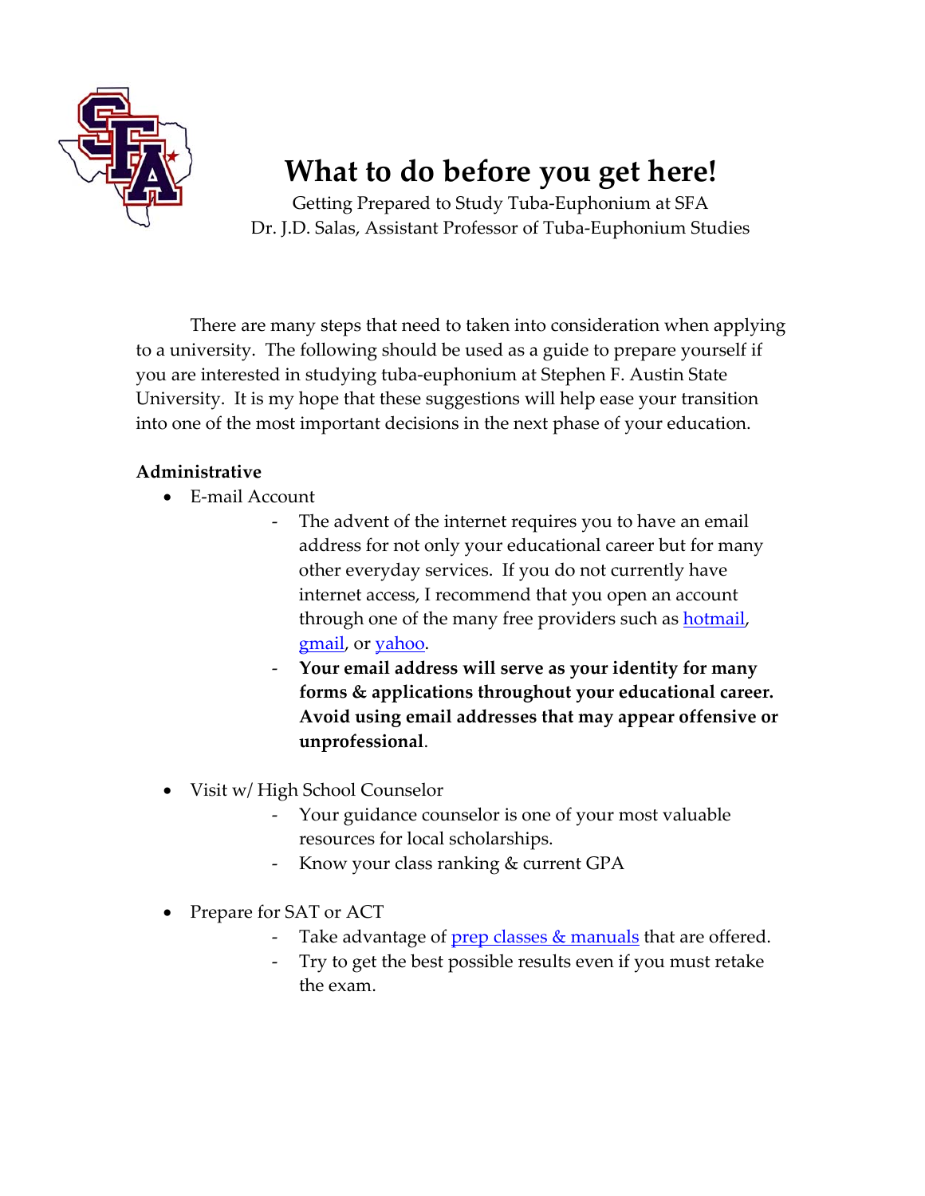# What to do before you get here!

Getting Prepared to Study Tuba-Euphonium at SFA
Dr. J.D. Salas, Assistant Professor of Tuba-Euphonium Studies

There are many steps that need to taken into consideration when applying to a university. The following should be used as a guide to prepare yourself if you are interested in studying tuba-euphonium at Stephen F. Austin State University. It is my hope that these suggestions will help ease your transition into one of the most important decisions in the next phase of your education.

**Administrative**

- E-mail Account
  - The advent of the internet requires you to have an email address for not only your educational career but for many other everyday services. If you do not currently have internet access, I recommend that you open an account through one of the many free providers such as hotmail, gmail, or yahoo.
  - **Your email address will serve as your identity for many forms & applications throughout your educational career. Avoid using email addresses that may appear offensive or unprofessional**.

- Visit w/ High School Counselor
  - Your guidance counselor is one of your most valuable resources for local scholarships.
  - Know your class ranking & current GPA

- Prepare for SAT or ACT
  - Take advantage of prep classes & manuals that are offered.
  - Try to get the best possible results even if you must retake the exam.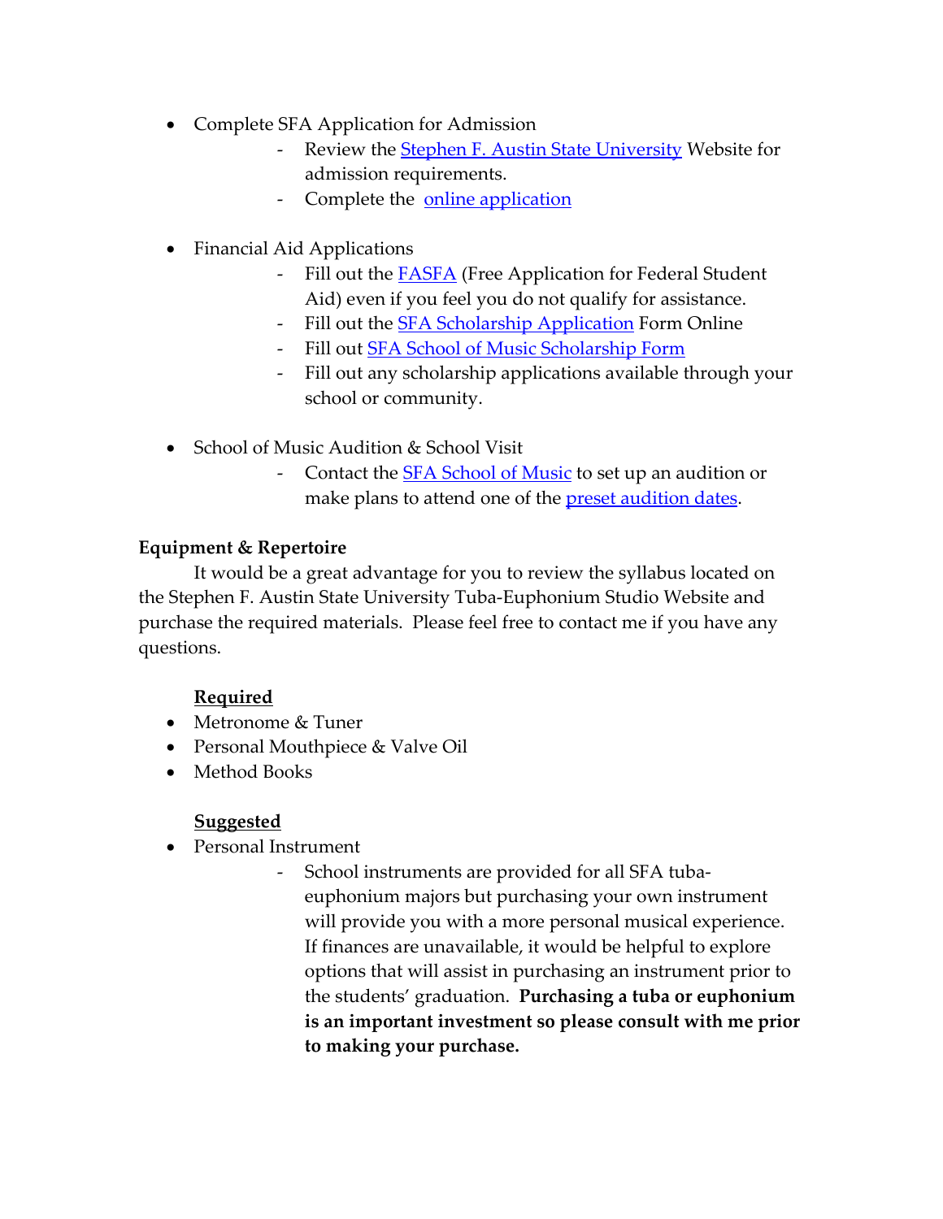- Complete SFA Application for Admission
  - Review the Stephen F. Austin State University Website for admission requirements.
  - Complete the online application

- Financial Aid Applications
  - Fill out the FASFA (Free Application for Federal Student Aid) even if you feel you do not qualify for assistance.
  - Fill out the SFA Scholarship Application Form Online
  - Fill out SFA School of Music Scholarship Form
  - Fill out any scholarship applications available through your school or community.

- School of Music Audition & School Visit
  - Contact the SFA School of Music to set up an audition or make plans to attend one of the preset audition dates.

**Equipment & Repertoire**

It would be a great advantage for you to review the syllabus located on the Stephen F. Austin State University Tuba-Euphonium Studio Website and purchase the required materials. Please feel free to contact me if you have any questions.

**Required**

- Metronome & Tuner
- Personal Mouthpiece & Valve Oil
- Method Books

**Suggested**

- Personal Instrument
  - School instruments are provided for all SFA tuba-euphonium majors but purchasing your own instrument will provide you with a more personal musical experience. If finances are unavailable, it would be helpful to explore options that will assist in purchasing an instrument prior to the students' graduation. **Purchasing a tuba or euphonium is an important investment so please consult with me prior to making your purchase.**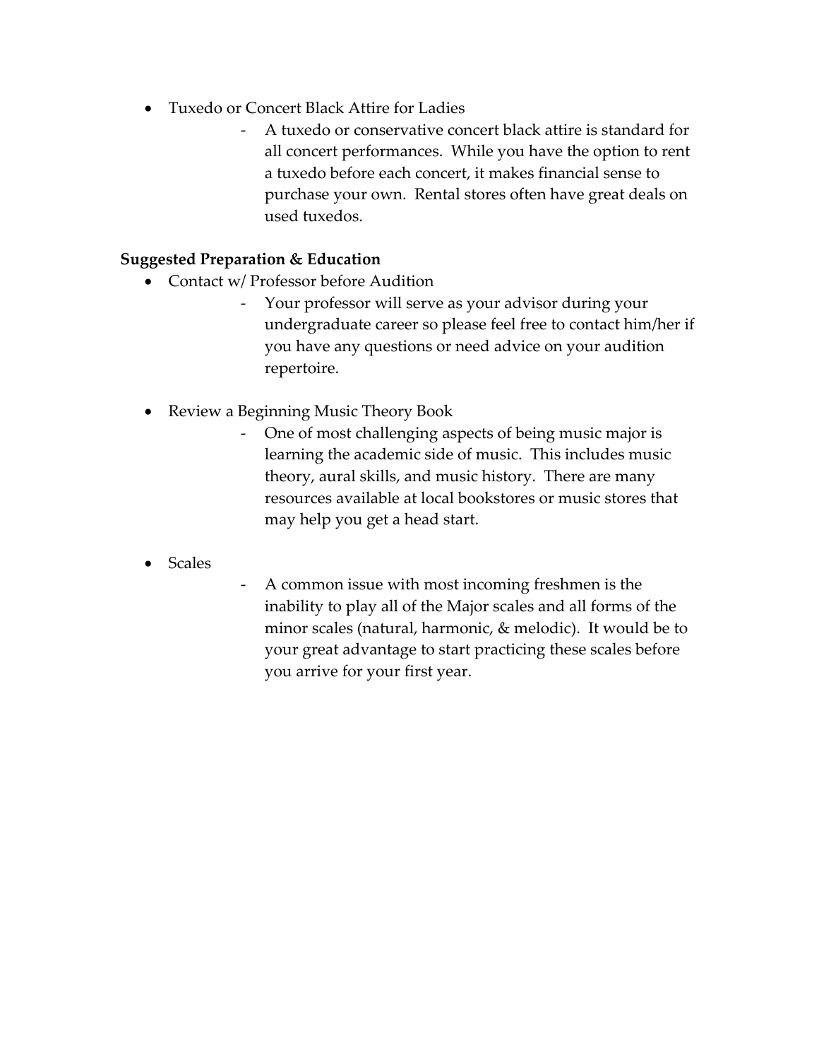- Tuxedo or Concert Black Attire for Ladies
  - A tuxedo or conservative concert black attire is standard for all concert performances. While you have the option to rent a tuxedo before each concert, it makes financial sense to purchase your own. Rental stores often have great deals on used tuxedos.

**Suggested Preparation & Education**

- Contact w/ Professor before Audition
  - Your professor will serve as your advisor during your undergraduate career so please feel free to contact him/her if you have any questions or need advice on your audition repertoire.

- Review a Beginning Music Theory Book
  - One of most challenging aspects of being music major is learning the academic side of music. This includes music theory, aural skills, and music history. There are many resources available at local bookstores or music stores that may help you get a head start.

- Scales
  - A common issue with most incoming freshmen is the inability to play all of the Major scales and all forms of the minor scales (natural, harmonic, & melodic). It would be to your great advantage to start practicing these scales before you arrive for your first year.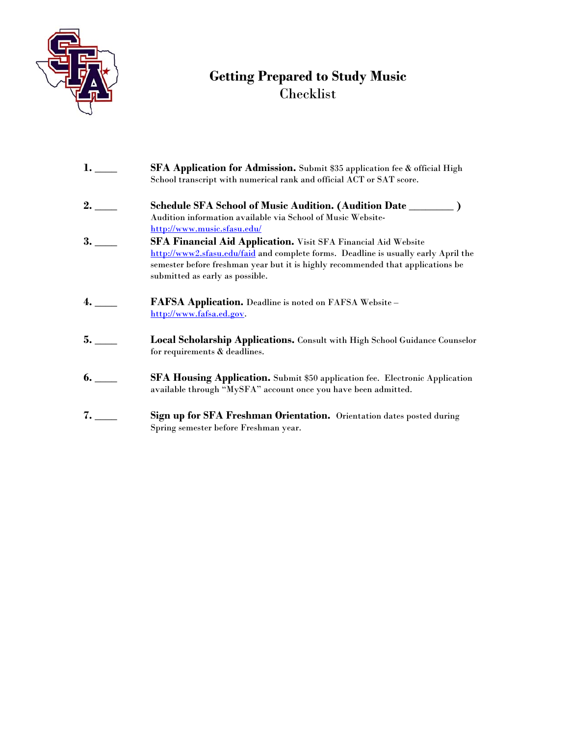# Getting Prepared to Study Music

## Checklist

1. ____ **SFA Application for Admission.** Submit $35 application fee & official High School transcript with numerical rank and official ACT or SAT score.

2. ____ **Schedule SFA School of Music Audition. (Audition Date ________ )** Audition information available via School of Music Website- http://www.music.sfasu.edu/

3. ____ **SFA Financial Aid Application.** Visit SFA Financial Aid Website http://www2.sfasu.edu/faid and complete forms. Deadline is usually early April the semester before freshman year but it is highly recommended that applications be submitted as early as possible.

4. ____ **FAFSA Application.** Deadline is noted on FAFSA Website – http://www.fafsa.ed.gov.

5. ____ **Local Scholarship Applications.** Consult with High School Guidance Counselor for requirements & deadlines.

6. ____ **SFA Housing Application.** Submit $50 application fee. Electronic Application available through "MySFA" account once you have been admitted.

7. ____ **Sign up for SFA Freshman Orientation.** Orientation dates posted during Spring semester before Freshman year.